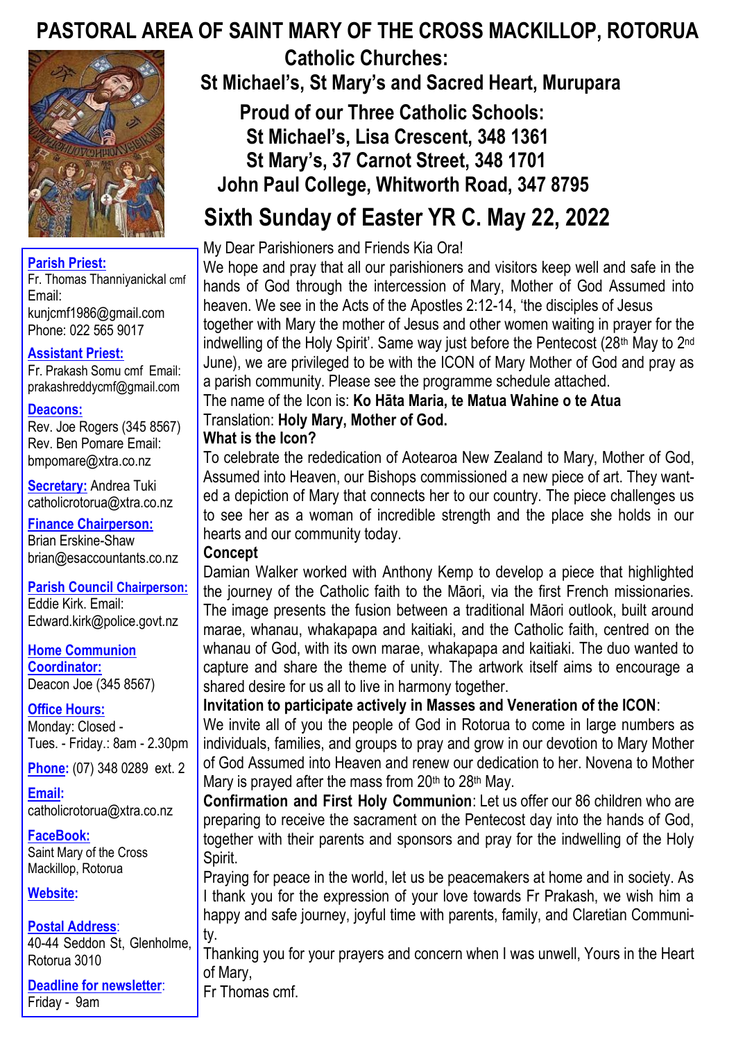# PASTORAL AREA OF SAINT MARY OF THE CROSS MACKILLOP, ROTORUA

## Catholic Churches:

## St Michael's, St Mary's and Sacred Heart, Murupara

## Proud of our Three Catholic Schools:

**St Michael's, Lisa Crescent, 348 1361**
**St Mary's, 37 Carnot Street, 348 1701**
**John Paul College, Whitworth Road, 347 8795**

**Parish Priest:**
Fr. Thomas Thanniyanickal cmf
Email: kunjcmf1986@gmail.com
Phone: 022 565 9017

**Assistant Priest:**
Fr. Prakash Somu cmf Email: prakashreddycmf@gmail.com

**Deacons:**
Rev. Joe Rogers (345 8567)
Rev. Ben Pomare Email: bmpomare@xtra.co.nz

**Secretary:** Andrea Tuki
catholicrotorua@xtra.co.nz

**Finance Chairperson:**
Brian Erskine-Shaw
brian@esaccountants.co.nz

**Parish Council Chairperson:**
Eddie Kirk. Email: Edward.kirk@police.govt.nz

**Home Communion Coordinator:**
Deacon Joe (345 8567)

**Office Hours:**
Monday: Closed -
Tues. - Friday.: 8am - 2.30pm

**Phone:** (07) 348 0289 ext. 2

**Email:**
catholicrotorua@xtra.co.nz

**FaceBook:**
Saint Mary of the Cross Mackillop, Rotorua

**Website:**

**Postal Address:**
40-44 Seddon St, Glenholme, Rotorua 3010

**Deadline for newsletter:**
Friday - 9am

## Sixth Sunday of Easter YR C. May 22, 2022

My Dear Parishioners and Friends Kia Ora!

We hope and pray that all our parishioners and visitors keep well and safe in the hands of God through the intercession of Mary, Mother of God Assumed into heaven. We see in the Acts of the Apostles 2:12-14, 'the disciples of Jesus together with Mary the mother of Jesus and other women waiting in prayer for the indwelling of the Holy Spirit'. Same way just before the Pentecost (28th May to 2nd June), we are privileged to be with the ICON of Mary Mother of God and pray as a parish community. Please see the programme schedule attached.

The name of the Icon is: **Ko Hāta Maria, te Matua Wahine o te Atua**

Translation: **Holy Mary, Mother of God.**

**What is the Icon?**

To celebrate the rededication of Aotearoa New Zealand to Mary, Mother of God, Assumed into Heaven, our Bishops commissioned a new piece of art. They wanted a depiction of Mary that connects her to our country. The piece challenges us to see her as a woman of incredible strength and the place she holds in our hearts and our community today.

**Concept**

Damian Walker worked with Anthony Kemp to develop a piece that highlighted the journey of the Catholic faith to the Māori, via the first French missionaries. The image presents the fusion between a traditional Māori outlook, built around marae, whanau, whakapapa and kaitiaki, and the Catholic faith, centred on the whanau of God, with its own marae, whakapapa and kaitiaki. The duo wanted to capture and share the theme of unity. The artwork itself aims to encourage a shared desire for us all to live in harmony together.

**Invitation to participate actively in Masses and Veneration of the ICON**:

We invite all of you the people of God in Rotorua to come in large numbers as individuals, families, and groups to pray and grow in our devotion to Mary Mother of God Assumed into Heaven and renew our dedication to her. Novena to Mother Mary is prayed after the mass from 20th to 28th May.

**Confirmation and First Holy Communion**: Let us offer our 86 children who are preparing to receive the sacrament on the Pentecost day into the hands of God, together with their parents and sponsors and pray for the indwelling of the Holy Spirit.

Praying for peace in the world, let us be peacemakers at home and in society. As I thank you for the expression of your love towards Fr Prakash, we wish him a happy and safe journey, joyful time with parents, family, and Claretian Community.

Thanking you for your prayers and concern when I was unwell, Yours in the Heart of Mary,

Fr Thomas cmf.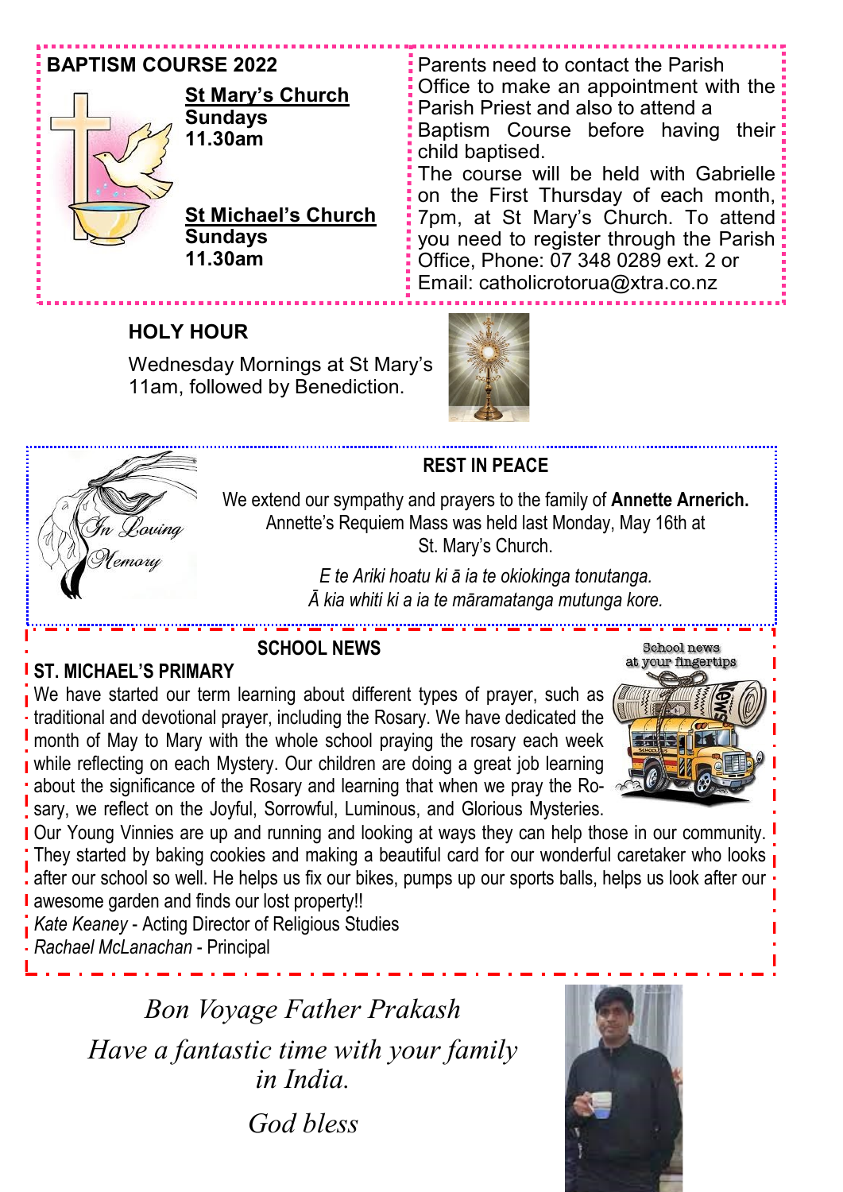## BAPTISM COURSE 2022

**St Mary's Church**
**Sundays**
**11.30am**

**St Michael's Church**
**Sundays**
**11.30am**

Parents need to contact the Parish Office to make an appointment with the Parish Priest and also to attend a Baptism Course before having their child baptised.
The course will be held with Gabrielle on the First Thursday of each month, 7pm, at St Mary's Church. To attend you need to register through the Parish Office, Phone: 07 348 0289 ext. 2 or Email: catholicrotorua@xtra.co.nz

## HOLY HOUR

Wednesday Mornings at St Mary's
11am, followed by Benediction.

*In Loving Memory*

## REST IN PEACE

We extend our sympathy and prayers to the family of **Annette Arnerich.** Annette's Requiem Mass was held last Monday, May 16th at St. Mary's Church.

*E te Ariki hoatu ki ā ia te okiokinga tonutanga.*
*Ā kia whiti ki a ia te māramatanga mutunga kore.*

## SCHOOL NEWS

School news at your fingertips

### ST. MICHAEL'S PRIMARY

We have started our term learning about different types of prayer, such as traditional and devotional prayer, including the Rosary. We have dedicated the month of May to Mary with the whole school praying the rosary each week while reflecting on each Mystery. Our children are doing a great job learning about the significance of the Rosary and learning that when we pray the Rosary, we reflect on the Joyful, Sorrowful, Luminous, and Glorious Mysteries.
Our Young Vinnies are up and running and looking at ways they can help those in our community. They started by baking cookies and making a beautiful card for our wonderful caretaker who looks after our school so well. He helps us fix our bikes, pumps up our sports balls, helps us look after our awesome garden and finds our lost property!!

*Kate Keaney* - Acting Director of Religious Studies
*Rachael McLanachan* - Principal

*Bon Voyage Father Prakash*
*Have a fantastic time with your family in India.*
*God bless*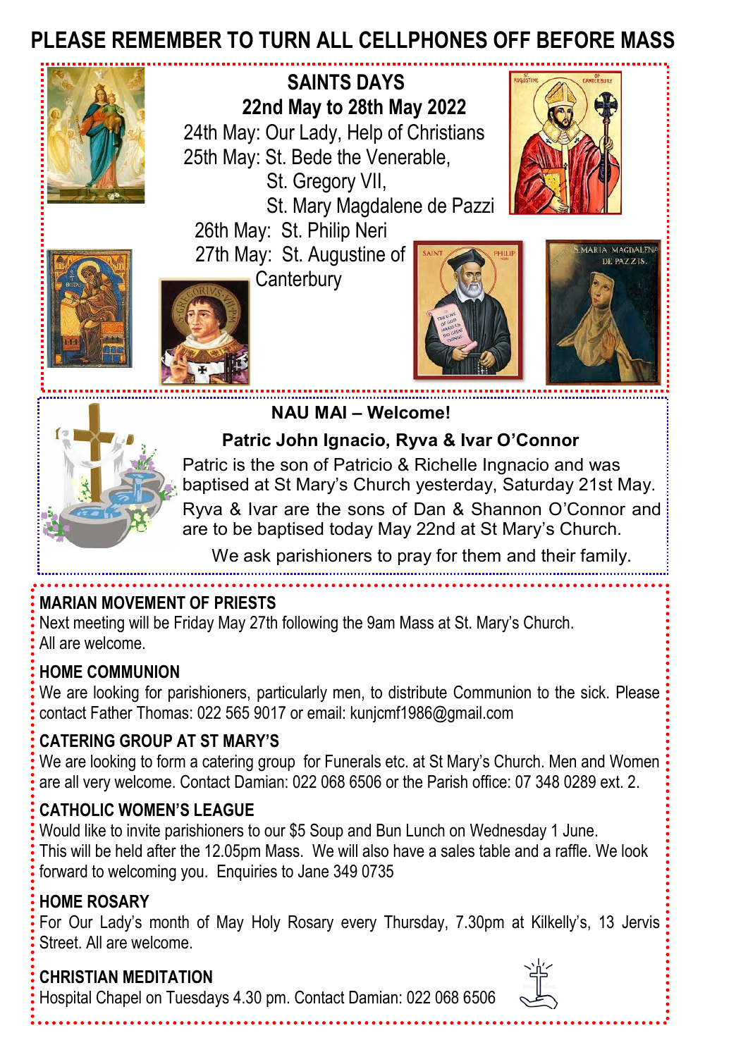# PLEASE REMEMBER TO TURN ALL CELLPHONES OFF BEFORE MASS

## SAINTS DAYS
### 22nd May to 28th May 2022

24th May: Our Lady, Help of Christians
25th May: St. Bede the Venerable,
St. Gregory VII,
St. Mary Magdalene de Pazzi
26th May: St. Philip Neri
27th May: St. Augustine of Canterbury

## NAU MAI – Welcome!

**Patric John Ignacio, Ryva & Ivar O'Connor**

Patric is the son of Patricio & Richelle Ingnacio and was baptised at St Mary's Church yesterday, Saturday 21st May.

Ryva & Ivar are the sons of Dan & Shannon O'Connor and are to be baptised today May 22nd at St Mary's Church.

We ask parishioners to pray for them and their family.

## MARIAN MOVEMENT OF PRIESTS

Next meeting will be Friday May 27th following the 9am Mass at St. Mary's Church. All are welcome.

## HOME COMMUNION

We are looking for parishioners, particularly men, to distribute Communion to the sick. Please contact Father Thomas: 022 565 9017 or email: kunjcmf1986@gmail.com

## CATERING GROUP AT ST MARY'S

We are looking to form a catering group for Funerals etc. at St Mary's Church. Men and Women are all very welcome. Contact Damian: 022 068 6506 or the Parish office: 07 348 0289 ext. 2.

## CATHOLIC WOMEN'S LEAGUE

Would like to invite parishioners to our $5 Soup and Bun Lunch on Wednesday 1 June. This will be held after the 12.05pm Mass. We will also have a sales table and a raffle. We look forward to welcoming you. Enquiries to Jane 349 0735

## HOME ROSARY

For Our Lady's month of May Holy Rosary every Thursday, 7.30pm at Kilkelly's, 13 Jervis Street. All are welcome.

## CHRISTIAN MEDITATION

Hospital Chapel on Tuesdays 4.30 pm. Contact Damian: 022 068 6506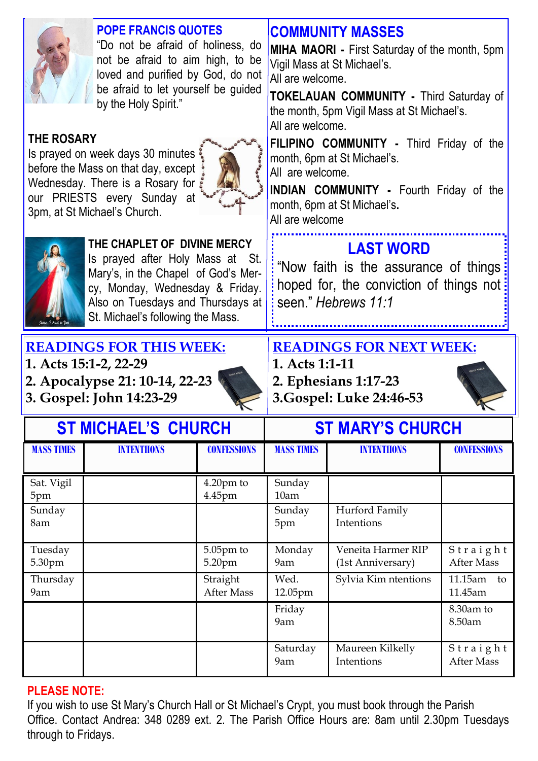## POPE FRANCIS QUOTES

"Do not be afraid of holiness, do not be afraid to aim high, to be loved and purified by God, do not be afraid to let yourself be guided by the Holy Spirit."

## THE ROSARY

Is prayed on week days 30 minutes before the Mass on that day, except Wednesday. There is a Rosary for our PRIESTS every Sunday at 3pm, at St Michael's Church.

## THE CHAPLET OF DIVINE MERCY

Is prayed after Holy Mass at St. Mary's, in the Chapel of God's Mercy, Monday, Wednesday & Friday. Also on Tuesdays and Thursdays at St. Michael's following the Mass.

## COMMUNITY MASSES

**MIHA MAORI -** First Saturday of the month, 5pm Vigil Mass at St Michael's. All are welcome.

**TOKELAUAN COMMUNITY -** Third Saturday of the month, 5pm Vigil Mass at St Michael's. All are welcome.

**FILIPINO COMMUNITY -** Third Friday of the month, 6pm at St Michael's. All are welcome.

**INDIAN COMMUNITY -** Fourth Friday of the month, 6pm at St Michael's. All are welcome

## LAST WORD

"Now faith is the assurance of things hoped for, the conviction of things not seen." *Hebrews 11:1*

## READINGS FOR THIS WEEK:

**1. Acts 15:1-2, 22-29**
**2. Apocalypse 21: 10-14, 22-23**
**3. Gospel: John 14:23-29**

## READINGS FOR NEXT WEEK:

**1. Acts 1:1-11**
**2. Ephesians 1:17-23**
**3.Gospel: Luke 24:46-53**

| ST MICHAEL'S CHURCH | | | ST MARY'S CHURCH | | |
|---|---|---|---|---|---|
| **MASS TIMES** | **INTENTIONS** | **CONFESSIONS** | **MASS TIMES** | **INTENTIONS** | **CONFESSIONS** |
| Sat. Vigil 5pm | | 4.20pm to 4.45pm | Sunday 10am | | |
| Sunday 8am | | | Sunday 5pm | Hurford Family Intentions | |
| Tuesday 5.30pm | | 5.05pm to 5.20pm | Monday 9am | Veneita Harmer RIP (1st Anniversary) | Straight After Mass |
| Thursday 9am | | Straight After Mass | Wed. 12.05pm | Sylvia Kim ntentions | 11.15am to 11.45am |
| | | | Friday 9am | | 8.30am to 8.50am |
| | | | Saturday 9am | Maureen Kilkelly Intentions | Straight After Mass |

**PLEASE NOTE:**

If you wish to use St Mary's Church Hall or St Michael's Crypt, you must book through the Parish Office. Contact Andrea: 348 0289 ext. 2. The Parish Office Hours are: 8am until 2.30pm Tuesdays through to Fridays.